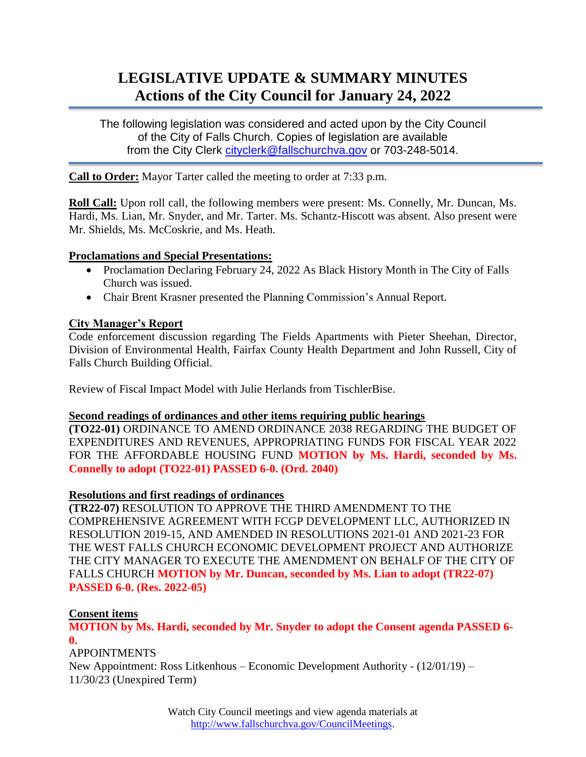# LEGISLATIVE UPDATE & SUMMARY MINUTES
## Actions of the City Council for January 24, 2022

The following legislation was considered and acted upon by the City Council of the City of Falls Church. Copies of legislation are available from the City Clerk cityclerk@fallschurchva.gov or 703-248-5014.

**Call to Order:** Mayor Tarter called the meeting to order at 7:33 p.m.

**Roll Call:** Upon roll call, the following members were present: Ms. Connelly, Mr. Duncan, Ms. Hardi, Ms. Lian, Mr. Snyder, and Mr. Tarter. Ms. Schantz-Hiscott was absent. Also present were Mr. Shields, Ms. McCoskrie, and Ms. Heath.

**Proclamations and Special Presentations:**

- Proclamation Declaring February 24, 2022 As Black History Month in The City of Falls Church was issued.
- Chair Brent Krasner presented the Planning Commission's Annual Report.

**City Manager's Report**

Code enforcement discussion regarding The Fields Apartments with Pieter Sheehan, Director, Division of Environmental Health, Fairfax County Health Department and John Russell, City of Falls Church Building Official.

Review of Fiscal Impact Model with Julie Herlands from TischlerBise.

**Second readings of ordinances and other items requiring public hearings**

**(TO22-01)** ORDINANCE TO AMEND ORDINANCE 2038 REGARDING THE BUDGET OF EXPENDITURES AND REVENUES, APPROPRIATING FUNDS FOR FISCAL YEAR 2022 FOR THE AFFORDABLE HOUSING FUND **MOTION by Ms. Hardi, seconded by Ms. Connelly to adopt (TO22-01) PASSED 6-0. (Ord. 2040)**

**Resolutions and first readings of ordinances**

**(TR22-07)** RESOLUTION TO APPROVE THE THIRD AMENDMENT TO THE COMPREHENSIVE AGREEMENT WITH FCGP DEVELOPMENT LLC, AUTHORIZED IN RESOLUTION 2019-15, AND AMENDED IN RESOLUTIONS 2021-01 AND 2021-23 FOR THE WEST FALLS CHURCH ECONOMIC DEVELOPMENT PROJECT AND AUTHORIZE THE CITY MANAGER TO EXECUTE THE AMENDMENT ON BEHALF OF THE CITY OF FALLS CHURCH **MOTION by Mr. Duncan, seconded by Ms. Lian to adopt (TR22-07) PASSED 6-0. (Res. 2022-05)**

**Consent items**

**MOTION by Ms. Hardi, seconded by Mr. Snyder to adopt the Consent agenda PASSED 6-0.**

APPOINTMENTS

New Appointment: Ross Litkenhous – Economic Development Authority - (12/01/19) – 11/30/23 (Unexpired Term)

Watch City Council meetings and view agenda materials at http://www.fallschurchva.gov/CouncilMeetings.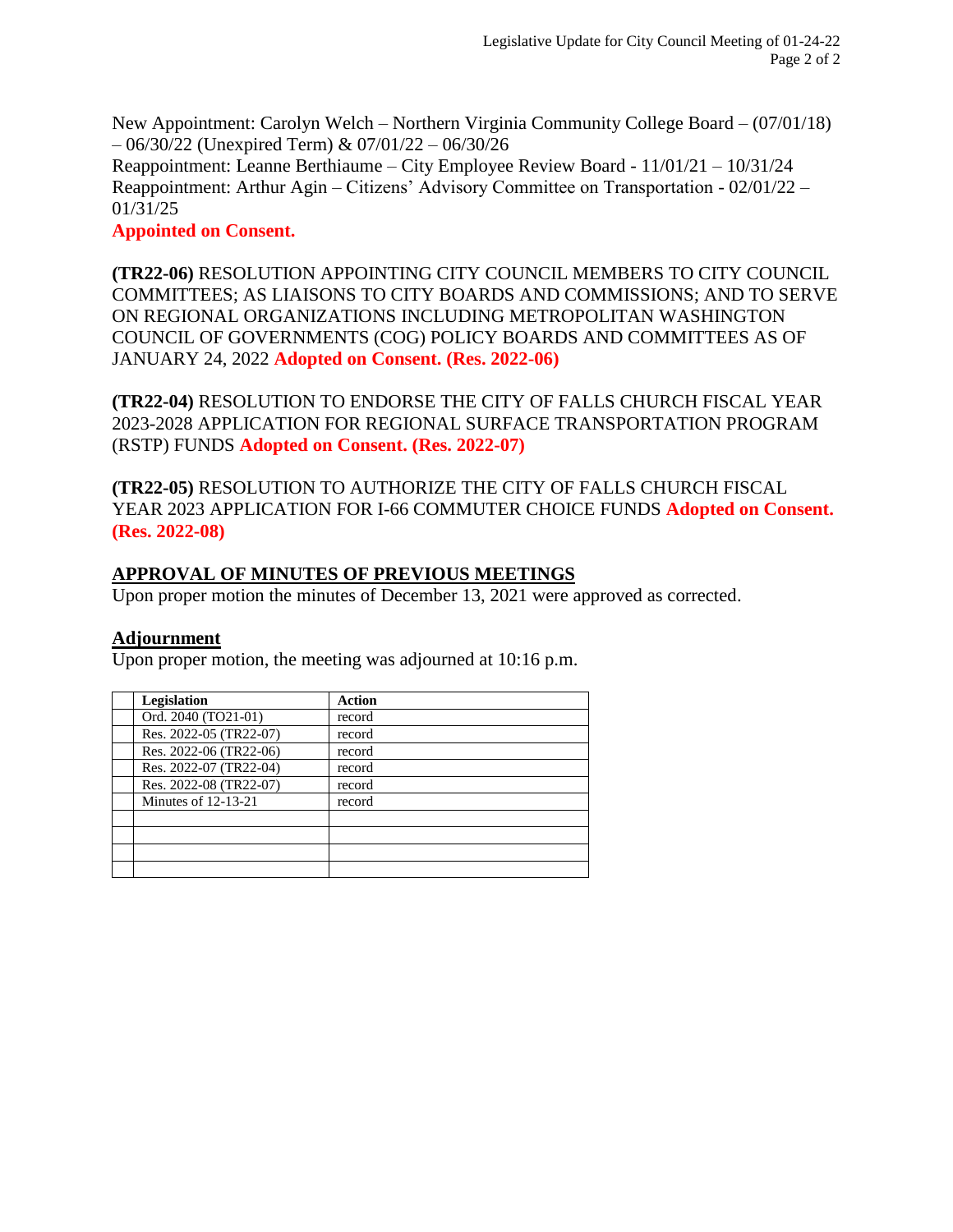New Appointment: Carolyn Welch – Northern Virginia Community College Board – (07/01/18) – 06/30/22 (Unexpired Term) & 07/01/22 – 06/30/26
Reappointment: Leanne Berthiaume – City Employee Review Board - 11/01/21 – 10/31/24
Reappointment: Arthur Agin – Citizens' Advisory Committee on Transportation - 02/01/22 – 01/31/25
**Appointed on Consent.**

**(TR22-06)** RESOLUTION APPOINTING CITY COUNCIL MEMBERS TO CITY COUNCIL COMMITTEES; AS LIAISONS TO CITY BOARDS AND COMMISSIONS; AND TO SERVE ON REGIONAL ORGANIZATIONS INCLUDING METROPOLITAN WASHINGTON COUNCIL OF GOVERNMENTS (COG) POLICY BOARDS AND COMMITTEES AS OF JANUARY 24, 2022 **Adopted on Consent. (Res. 2022-06)**

**(TR22-04)** RESOLUTION TO ENDORSE THE CITY OF FALLS CHURCH FISCAL YEAR 2023-2028 APPLICATION FOR REGIONAL SURFACE TRANSPORTATION PROGRAM (RSTP) FUNDS **Adopted on Consent. (Res. 2022-07)**

**(TR22-05)** RESOLUTION TO AUTHORIZE THE CITY OF FALLS CHURCH FISCAL YEAR 2023 APPLICATION FOR I-66 COMMUTER CHOICE FUNDS **Adopted on Consent. (Res. 2022-08)**

## APPROVAL OF MINUTES OF PREVIOUS MEETINGS

Upon proper motion the minutes of December 13, 2021 were approved as corrected.

## Adjournment

Upon proper motion, the meeting was adjourned at 10:16 p.m.

| | Legislation | Action |
|---|---|---|
| | Ord. 2040 (TO21-01) | record |
| | Res. 2022-05 (TR22-07) | record |
| | Res. 2022-06 (TR22-06) | record |
| | Res. 2022-07 (TR22-04) | record |
| | Res. 2022-08 (TR22-07) | record |
| | Minutes of 12-13-21 | record |
| | | |
| | | |
| | | |
| | | |